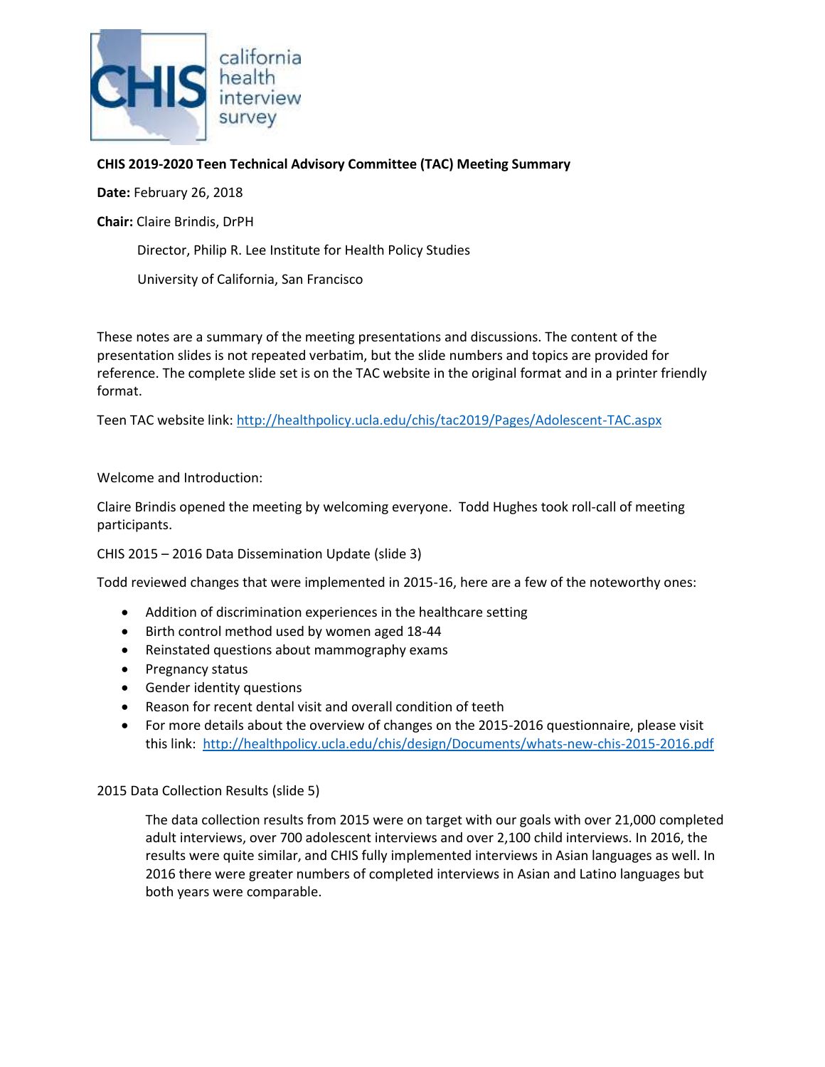**CHIS 2019-2020 Teen Technical Advisory Committee (TAC) Meeting Summary**

**Date:** February 26, 2018

**Chair:** Claire Brindis, DrPH

Director, Philip R. Lee Institute for Health Policy Studies

University of California, San Francisco

These notes are a summary of the meeting presentations and discussions. The content of the presentation slides is not repeated verbatim, but the slide numbers and topics are provided for reference. The complete slide set is on the TAC website in the original format and in a printer friendly format.

Teen TAC website link: http://healthpolicy.ucla.edu/chis/tac2019/Pages/Adolescent-TAC.aspx

Welcome and Introduction:

Claire Brindis opened the meeting by welcoming everyone. Todd Hughes took roll-call of meeting participants.

CHIS 2015 – 2016 Data Dissemination Update (slide 3)

Todd reviewed changes that were implemented in 2015-16, here are a few of the noteworthy ones:

- Addition of discrimination experiences in the healthcare setting
- Birth control method used by women aged 18-44
- Reinstated questions about mammography exams
- Pregnancy status
- Gender identity questions
- Reason for recent dental visit and overall condition of teeth
- For more details about the overview of changes on the 2015-2016 questionnaire, please visit this link: http://healthpolicy.ucla.edu/chis/design/Documents/whats-new-chis-2015-2016.pdf

2015 Data Collection Results (slide 5)

The data collection results from 2015 were on target with our goals with over 21,000 completed adult interviews, over 700 adolescent interviews and over 2,100 child interviews. In 2016, the results were quite similar, and CHIS fully implemented interviews in Asian languages as well. In 2016 there were greater numbers of completed interviews in Asian and Latino languages but both years were comparable.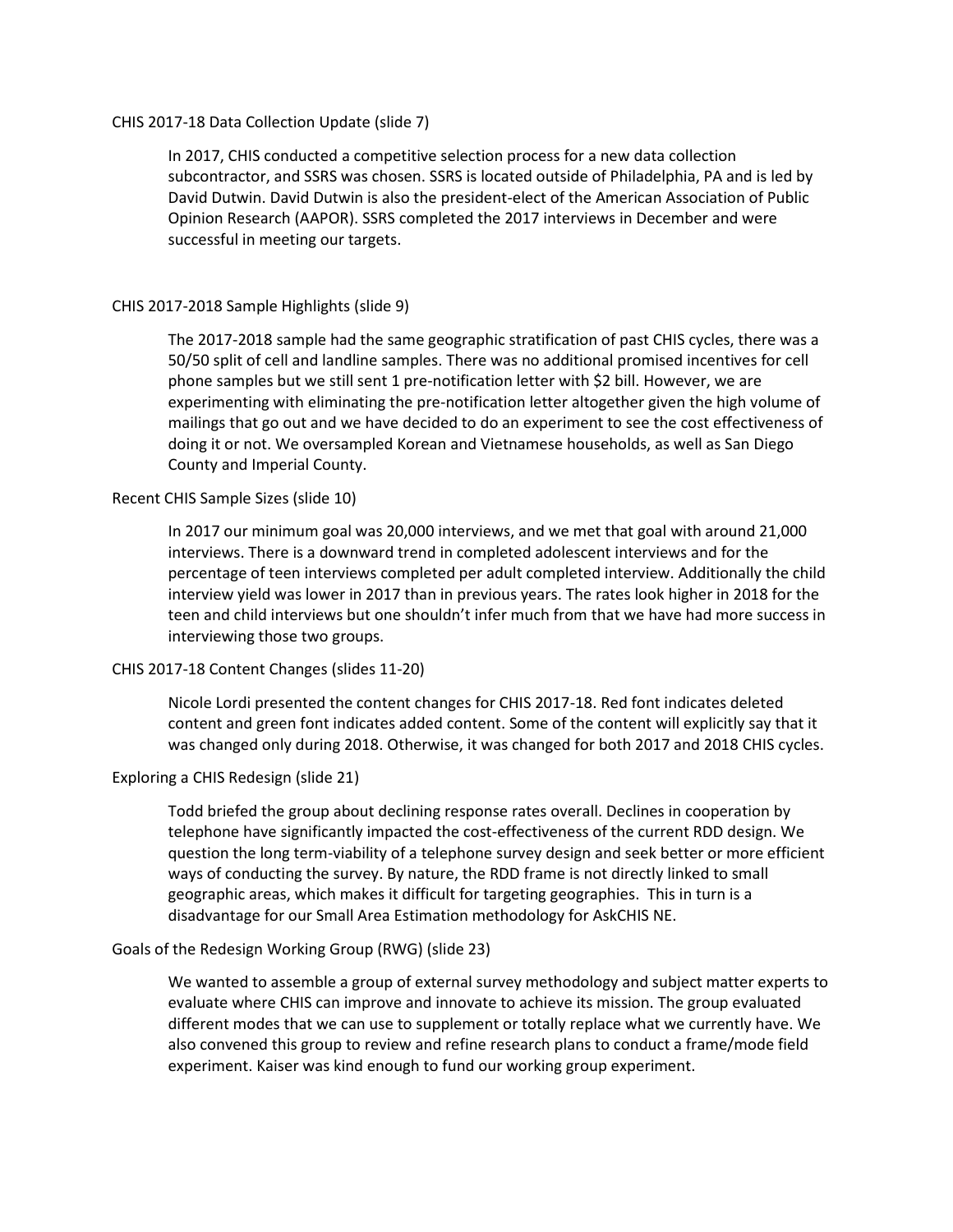CHIS 2017-18 Data Collection Update (slide 7)

In 2017, CHIS conducted a competitive selection process for a new data collection subcontractor, and SSRS was chosen. SSRS is located outside of Philadelphia, PA and is led by David Dutwin. David Dutwin is also the president-elect of the American Association of Public Opinion Research (AAPOR). SSRS completed the 2017 interviews in December and were successful in meeting our targets.

CHIS 2017-2018 Sample Highlights (slide 9)

The 2017-2018 sample had the same geographic stratification of past CHIS cycles, there was a 50/50 split of cell and landline samples. There was no additional promised incentives for cell phone samples but we still sent 1 pre-notification letter with $2 bill. However, we are experimenting with eliminating the pre-notification letter altogether given the high volume of mailings that go out and we have decided to do an experiment to see the cost effectiveness of doing it or not. We oversampled Korean and Vietnamese households, as well as San Diego County and Imperial County.

Recent CHIS Sample Sizes (slide 10)

In 2017 our minimum goal was 20,000 interviews, and we met that goal with around 21,000 interviews. There is a downward trend in completed adolescent interviews and for the percentage of teen interviews completed per adult completed interview. Additionally the child interview yield was lower in 2017 than in previous years. The rates look higher in 2018 for the teen and child interviews but one shouldn't infer much from that we have had more success in interviewing those two groups.

CHIS 2017-18 Content Changes (slides 11-20)

Nicole Lordi presented the content changes for CHIS 2017-18. Red font indicates deleted content and green font indicates added content. Some of the content will explicitly say that it was changed only during 2018. Otherwise, it was changed for both 2017 and 2018 CHIS cycles.

Exploring a CHIS Redesign (slide 21)

Todd briefed the group about declining response rates overall. Declines in cooperation by telephone have significantly impacted the cost-effectiveness of the current RDD design. We question the long term-viability of a telephone survey design and seek better or more efficient ways of conducting the survey. By nature, the RDD frame is not directly linked to small geographic areas, which makes it difficult for targeting geographies. This in turn is a disadvantage for our Small Area Estimation methodology for AskCHIS NE.

Goals of the Redesign Working Group (RWG) (slide 23)

We wanted to assemble a group of external survey methodology and subject matter experts to evaluate where CHIS can improve and innovate to achieve its mission. The group evaluated different modes that we can use to supplement or totally replace what we currently have. We also convened this group to review and refine research plans to conduct a frame/mode field experiment. Kaiser was kind enough to fund our working group experiment.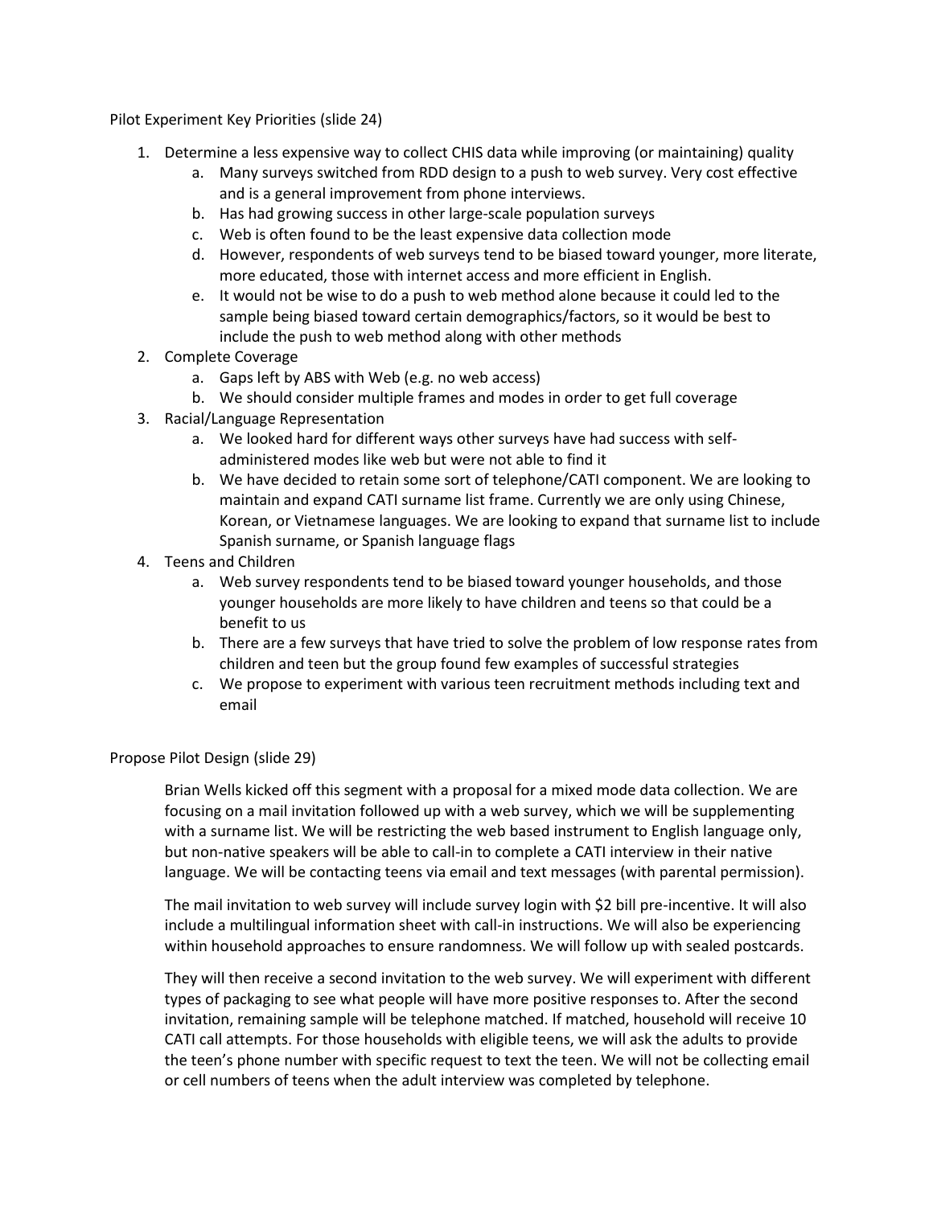Pilot Experiment Key Priorities (slide 24)

1. Determine a less expensive way to collect CHIS data while improving (or maintaining) quality
   a. Many surveys switched from RDD design to a push to web survey. Very cost effective and is a general improvement from phone interviews.
   b. Has had growing success in other large-scale population surveys
   c. Web is often found to be the least expensive data collection mode
   d. However, respondents of web surveys tend to be biased toward younger, more literate, more educated, those with internet access and more efficient in English.
   e. It would not be wise to do a push to web method alone because it could led to the sample being biased toward certain demographics/factors, so it would be best to include the push to web method along with other methods
2. Complete Coverage
   a. Gaps left by ABS with Web (e.g. no web access)
   b. We should consider multiple frames and modes in order to get full coverage
3. Racial/Language Representation
   a. We looked hard for different ways other surveys have had success with self-administered modes like web but were not able to find it
   b. We have decided to retain some sort of telephone/CATI component. We are looking to maintain and expand CATI surname list frame. Currently we are only using Chinese, Korean, or Vietnamese languages. We are looking to expand that surname list to include Spanish surname, or Spanish language flags
4. Teens and Children
   a. Web survey respondents tend to be biased toward younger households, and those younger households are more likely to have children and teens so that could be a benefit to us
   b. There are a few surveys that have tried to solve the problem of low response rates from children and teen but the group found few examples of successful strategies
   c. We propose to experiment with various teen recruitment methods including text and email

Propose Pilot Design (slide 29)

Brian Wells kicked off this segment with a proposal for a mixed mode data collection. We are focusing on a mail invitation followed up with a web survey, which we will be supplementing with a surname list. We will be restricting the web based instrument to English language only, but non-native speakers will be able to call-in to complete a CATI interview in their native language. We will be contacting teens via email and text messages (with parental permission).

The mail invitation to web survey will include survey login with $2 bill pre-incentive. It will also include a multilingual information sheet with call-in instructions. We will also be experiencing within household approaches to ensure randomness. We will follow up with sealed postcards.

They will then receive a second invitation to the web survey. We will experiment with different types of packaging to see what people will have more positive responses to. After the second invitation, remaining sample will be telephone matched. If matched, household will receive 10 CATI call attempts. For those households with eligible teens, we will ask the adults to provide the teen's phone number with specific request to text the teen. We will not be collecting email or cell numbers of teens when the adult interview was completed by telephone.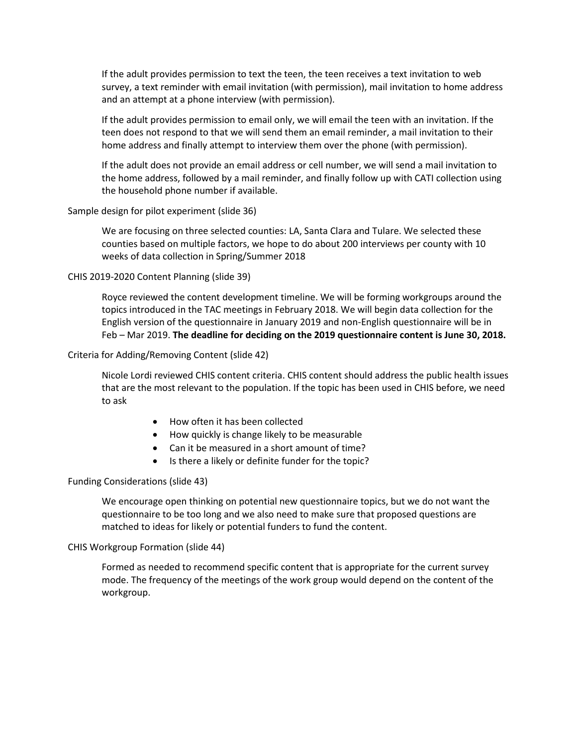If the adult provides permission to text the teen, the teen receives a text invitation to web survey, a text reminder with email invitation (with permission), mail invitation to home address and an attempt at a phone interview (with permission).

If the adult provides permission to email only, we will email the teen with an invitation. If the teen does not respond to that we will send them an email reminder, a mail invitation to their home address and finally attempt to interview them over the phone (with permission).

If the adult does not provide an email address or cell number, we will send a mail invitation to the home address, followed by a mail reminder, and finally follow up with CATI collection using the household phone number if available.

Sample design for pilot experiment (slide 36)

We are focusing on three selected counties: LA, Santa Clara and Tulare. We selected these counties based on multiple factors, we hope to do about 200 interviews per county with 10 weeks of data collection in Spring/Summer 2018

CHIS 2019-2020 Content Planning (slide 39)

Royce reviewed the content development timeline. We will be forming workgroups around the topics introduced in the TAC meetings in February 2018. We will begin data collection for the English version of the questionnaire in January 2019 and non-English questionnaire will be in Feb – Mar 2019. **The deadline for deciding on the 2019 questionnaire content is June 30, 2018.**

Criteria for Adding/Removing Content (slide 42)

Nicole Lordi reviewed CHIS content criteria. CHIS content should address the public health issues that are the most relevant to the population. If the topic has been used in CHIS before, we need to ask

- How often it has been collected
- How quickly is change likely to be measurable
- Can it be measured in a short amount of time?
- Is there a likely or definite funder for the topic?

Funding Considerations (slide 43)

We encourage open thinking on potential new questionnaire topics, but we do not want the questionnaire to be too long and we also need to make sure that proposed questions are matched to ideas for likely or potential funders to fund the content.

CHIS Workgroup Formation (slide 44)

Formed as needed to recommend specific content that is appropriate for the current survey mode. The frequency of the meetings of the work group would depend on the content of the workgroup.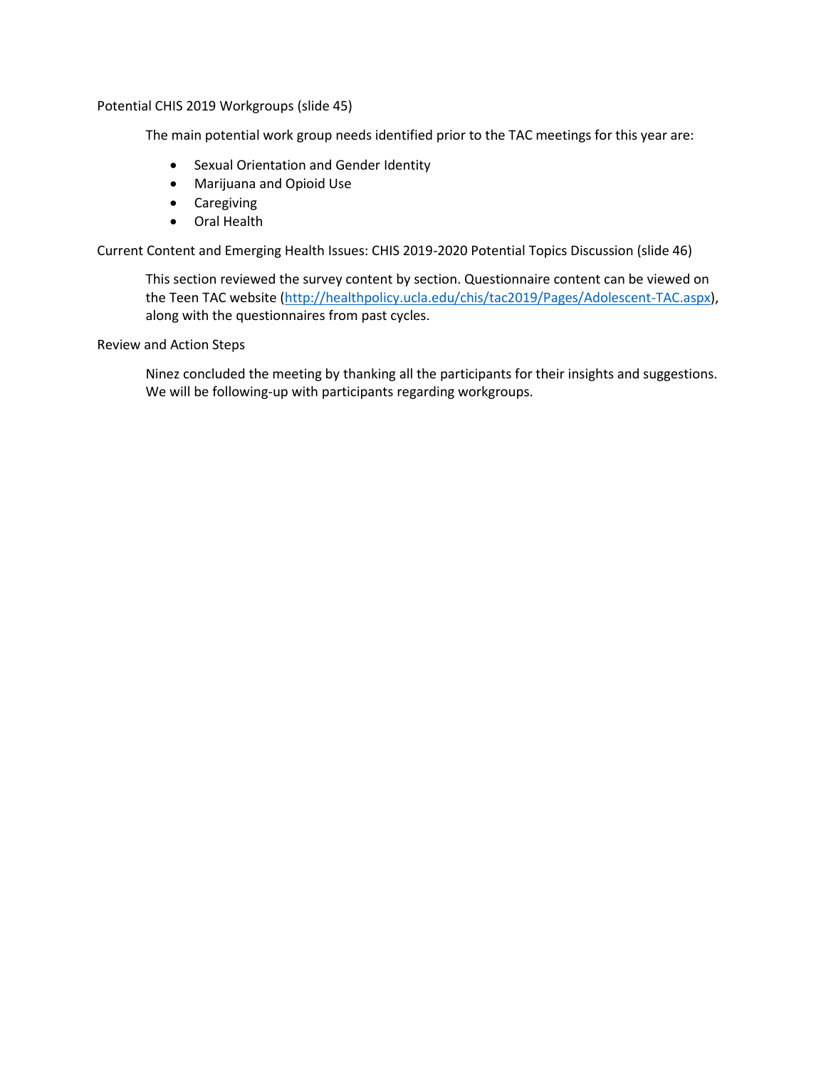Potential CHIS 2019 Workgroups (slide 45)

The main potential work group needs identified prior to the TAC meetings for this year are:

- Sexual Orientation and Gender Identity
- Marijuana and Opioid Use
- Caregiving
- Oral Health

Current Content and Emerging Health Issues: CHIS 2019-2020 Potential Topics Discussion (slide 46)

This section reviewed the survey content by section. Questionnaire content can be viewed on the Teen TAC website (http://healthpolicy.ucla.edu/chis/tac2019/Pages/Adolescent-TAC.aspx), along with the questionnaires from past cycles.

Review and Action Steps

Ninez concluded the meeting by thanking all the participants for their insights and suggestions. We will be following-up with participants regarding workgroups.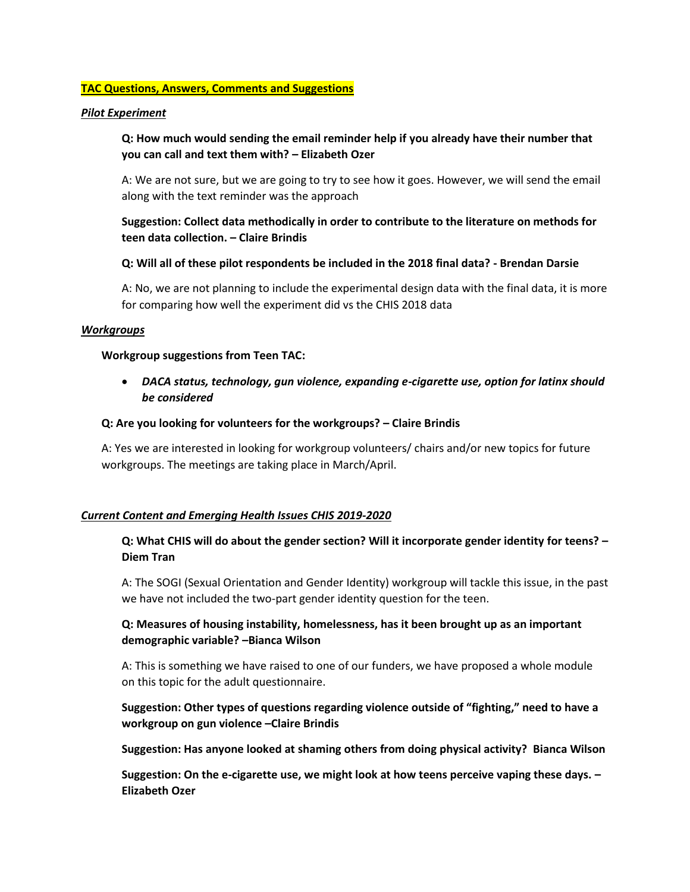**TAC Questions, Answers, Comments and Suggestions**

***Pilot Experiment***

**Q: How much would sending the email reminder help if you already have their number that you can call and text them with? – Elizabeth Ozer**

A: We are not sure, but we are going to try to see how it goes. However, we will send the email along with the text reminder was the approach

**Suggestion: Collect data methodically in order to contribute to the literature on methods for teen data collection. – Claire Brindis**

**Q: Will all of these pilot respondents be included in the 2018 final data? - Brendan Darsie**

A: No, we are not planning to include the experimental design data with the final data, it is more for comparing how well the experiment did vs the CHIS 2018 data

***Workgroups***

**Workgroup suggestions from Teen TAC:**

- ***DACA status, technology, gun violence, expanding e-cigarette use, option for latinx should be considered***

**Q: Are you looking for volunteers for the workgroups? – Claire Brindis**

A: Yes we are interested in looking for workgroup volunteers/ chairs and/or new topics for future workgroups. The meetings are taking place in March/April.

***Current Content and Emerging Health Issues CHIS 2019-2020***

**Q: What CHIS will do about the gender section? Will it incorporate gender identity for teens? – Diem Tran**

A: The SOGI (Sexual Orientation and Gender Identity) workgroup will tackle this issue, in the past we have not included the two-part gender identity question for the teen.

**Q: Measures of housing instability, homelessness, has it been brought up as an important demographic variable? –Bianca Wilson**

A: This is something we have raised to one of our funders, we have proposed a whole module on this topic for the adult questionnaire.

**Suggestion: Other types of questions regarding violence outside of "fighting," need to have a workgroup on gun violence –Claire Brindis**

**Suggestion: Has anyone looked at shaming others from doing physical activity? Bianca Wilson**

**Suggestion: On the e-cigarette use, we might look at how teens perceive vaping these days. – Elizabeth Ozer**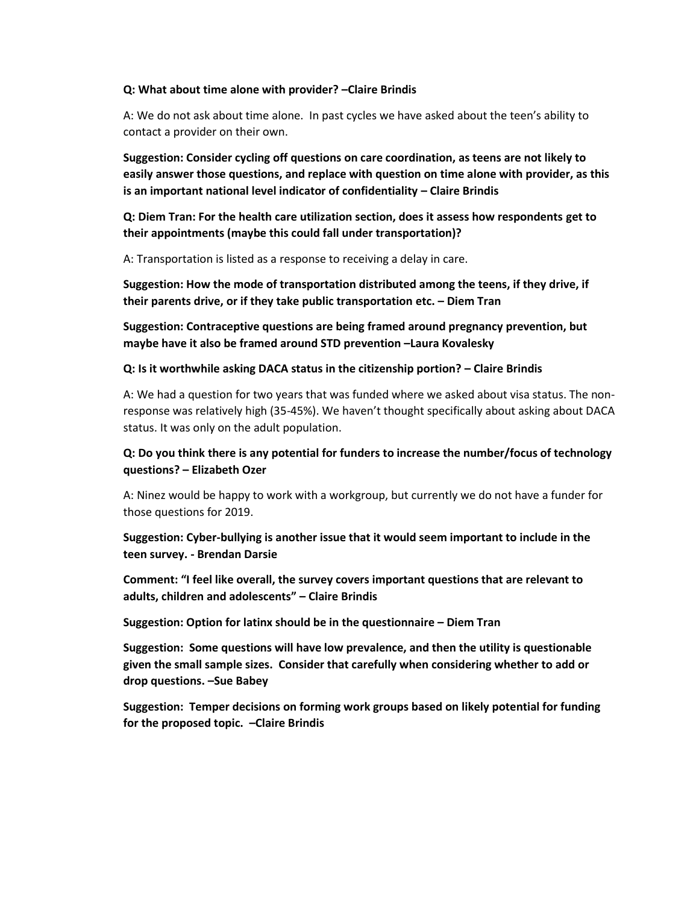**Q: What about time alone with provider? –Claire Brindis**

A: We do not ask about time alone. In past cycles we have asked about the teen's ability to contact a provider on their own.

**Suggestion: Consider cycling off questions on care coordination, as teens are not likely to easily answer those questions, and replace with question on time alone with provider, as this is an important national level indicator of confidentiality – Claire Brindis**

**Q: Diem Tran: For the health care utilization section, does it assess how respondents get to their appointments (maybe this could fall under transportation)?**

A: Transportation is listed as a response to receiving a delay in care.

**Suggestion: How the mode of transportation distributed among the teens, if they drive, if their parents drive, or if they take public transportation etc. – Diem Tran**

**Suggestion: Contraceptive questions are being framed around pregnancy prevention, but maybe have it also be framed around STD prevention –Laura Kovalesky**

**Q: Is it worthwhile asking DACA status in the citizenship portion? – Claire Brindis**

A: We had a question for two years that was funded where we asked about visa status. The non-response was relatively high (35-45%). We haven't thought specifically about asking about DACA status. It was only on the adult population.

**Q: Do you think there is any potential for funders to increase the number/focus of technology questions? – Elizabeth Ozer**

A: Ninez would be happy to work with a workgroup, but currently we do not have a funder for those questions for 2019.

**Suggestion: Cyber-bullying is another issue that it would seem important to include in the teen survey. - Brendan Darsie**

**Comment: "I feel like overall, the survey covers important questions that are relevant to adults, children and adolescents" – Claire Brindis**

**Suggestion: Option for latinx should be in the questionnaire – Diem Tran**

**Suggestion: Some questions will have low prevalence, and then the utility is questionable given the small sample sizes. Consider that carefully when considering whether to add or drop questions. –Sue Babey**

**Suggestion: Temper decisions on forming work groups based on likely potential for funding for the proposed topic. –Claire Brindis**